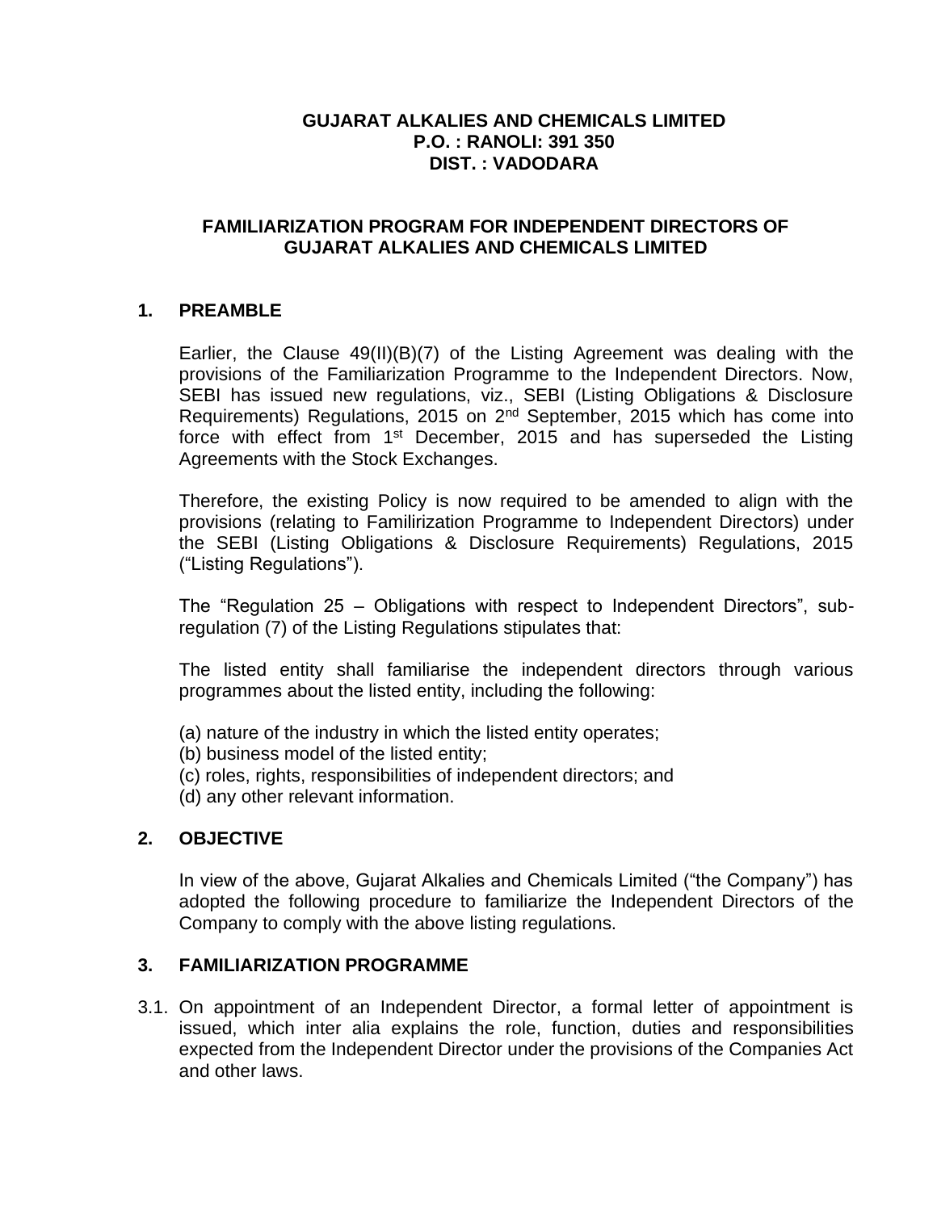**GUJARAT ALKALIES AND CHEMICALS LIMITED**
**P.O. : RANOLI: 391 350**
**DIST. : VADODARA**

# FAMILIARIZATION PROGRAM FOR INDEPENDENT DIRECTORS OF GUJARAT ALKALIES AND CHEMICALS LIMITED

## 1. PREAMBLE

Earlier, the Clause 49(II)(B)(7) of the Listing Agreement was dealing with the provisions of the Familiarization Programme to the Independent Directors. Now, SEBI has issued new regulations, viz., SEBI (Listing Obligations & Disclosure Requirements) Regulations, 2015 on 2nd September, 2015 which has come into force with effect from 1st December, 2015 and has superseded the Listing Agreements with the Stock Exchanges.

Therefore, the existing Policy is now required to be amended to align with the provisions (relating to Familirization Programme to Independent Directors) under the SEBI (Listing Obligations & Disclosure Requirements) Regulations, 2015 ("Listing Regulations").

The "Regulation 25 – Obligations with respect to Independent Directors", sub-regulation (7) of the Listing Regulations stipulates that:

The listed entity shall familiarise the independent directors through various programmes about the listed entity, including the following:

(a) nature of the industry in which the listed entity operates;
(b) business model of the listed entity;
(c) roles, rights, responsibilities of independent directors; and
(d) any other relevant information.

## 2. OBJECTIVE

In view of the above, Gujarat Alkalies and Chemicals Limited ("the Company") has adopted the following procedure to familiarize the Independent Directors of the Company to comply with the above listing regulations.

## 3. FAMILIARIZATION PROGRAMME

3.1. On appointment of an Independent Director, a formal letter of appointment is issued, which inter alia explains the role, function, duties and responsibilities expected from the Independent Director under the provisions of the Companies Act and other laws.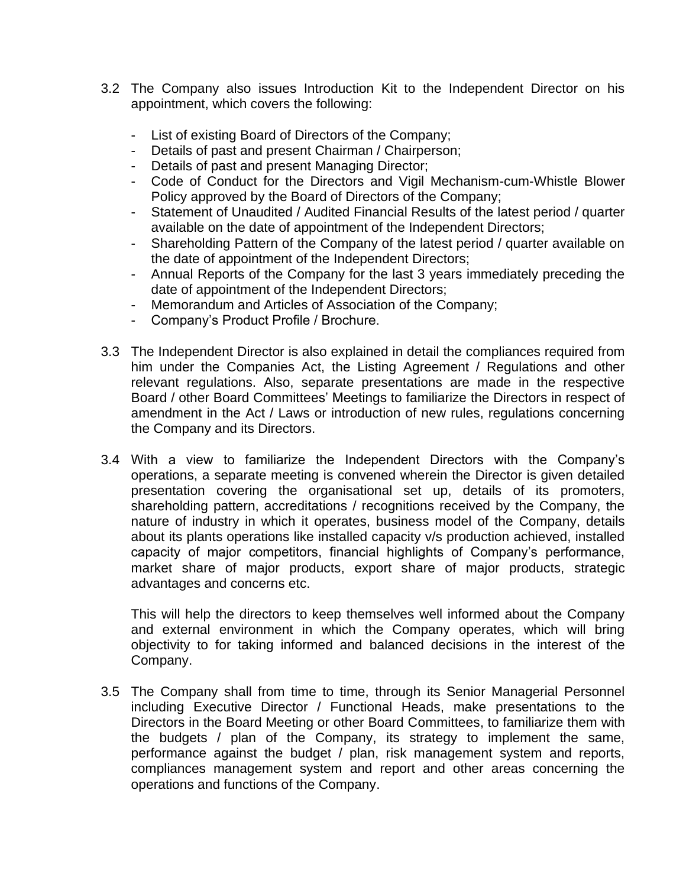3.2 The Company also issues Introduction Kit to the Independent Director on his appointment, which covers the following:

- List of existing Board of Directors of the Company;
- Details of past and present Chairman / Chairperson;
- Details of past and present Managing Director;
- Code of Conduct for the Directors and Vigil Mechanism-cum-Whistle Blower Policy approved by the Board of Directors of the Company;
- Statement of Unaudited / Audited Financial Results of the latest period / quarter available on the date of appointment of the Independent Directors;
- Shareholding Pattern of the Company of the latest period / quarter available on the date of appointment of the Independent Directors;
- Annual Reports of the Company for the last 3 years immediately preceding the date of appointment of the Independent Directors;
- Memorandum and Articles of Association of the Company;
- Company's Product Profile / Brochure.

3.3 The Independent Director is also explained in detail the compliances required from him under the Companies Act, the Listing Agreement / Regulations and other relevant regulations. Also, separate presentations are made in the respective Board / other Board Committees' Meetings to familiarize the Directors in respect of amendment in the Act / Laws or introduction of new rules, regulations concerning the Company and its Directors.

3.4 With a view to familiarize the Independent Directors with the Company's operations, a separate meeting is convened wherein the Director is given detailed presentation covering the organisational set up, details of its promoters, shareholding pattern, accreditations / recognitions received by the Company, the nature of industry in which it operates, business model of the Company, details about its plants operations like installed capacity v/s production achieved, installed capacity of major competitors, financial highlights of Company's performance, market share of major products, export share of major products, strategic advantages and concerns etc.

This will help the directors to keep themselves well informed about the Company and external environment in which the Company operates, which will bring objectivity to for taking informed and balanced decisions in the interest of the Company.

3.5 The Company shall from time to time, through its Senior Managerial Personnel including Executive Director / Functional Heads, make presentations to the Directors in the Board Meeting or other Board Committees, to familiarize them with the budgets / plan of the Company, its strategy to implement the same, performance against the budget / plan, risk management system and reports, compliances management system and report and other areas concerning the operations and functions of the Company.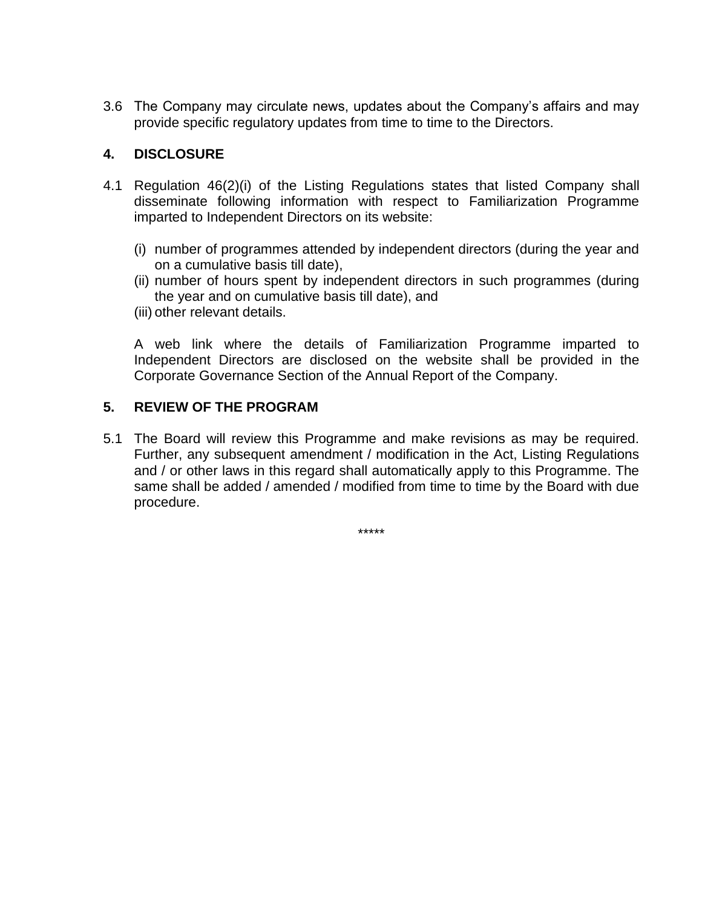3.6 The Company may circulate news, updates about the Company's affairs and may provide specific regulatory updates from time to time to the Directors.

## 4. DISCLOSURE

4.1 Regulation 46(2)(i) of the Listing Regulations states that listed Company shall disseminate following information with respect to Familiarization Programme imparted to Independent Directors on its website:

(i) number of programmes attended by independent directors (during the year and on a cumulative basis till date),

(ii) number of hours spent by independent directors in such programmes (during the year and on cumulative basis till date), and

(iii) other relevant details.

A web link where the details of Familiarization Programme imparted to Independent Directors are disclosed on the website shall be provided in the Corporate Governance Section of the Annual Report of the Company.

## 5. REVIEW OF THE PROGRAM

5.1 The Board will review this Programme and make revisions as may be required. Further, any subsequent amendment / modification in the Act, Listing Regulations and / or other laws in this regard shall automatically apply to this Programme. The same shall be added / amended / modified from time to time by the Board with due procedure.

*****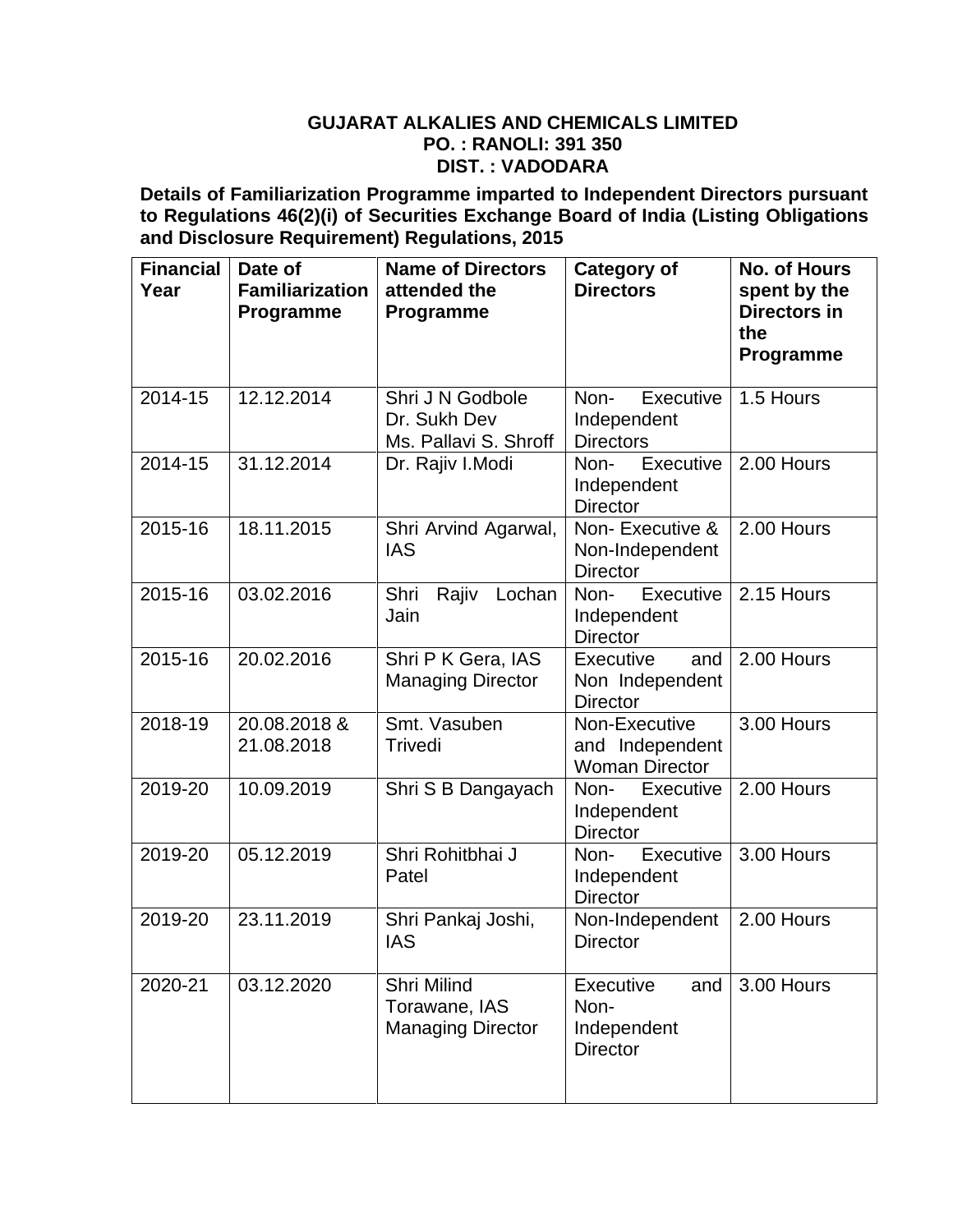**GUJARAT ALKALIES AND CHEMICALS LIMITED**
**PO. : RANOLI: 391 350**
**DIST. : VADODARA**

**Details of Familiarization Programme imparted to Independent Directors pursuant to Regulations 46(2)(i) of Securities Exchange Board of India (Listing Obligations and Disclosure Requirement) Regulations, 2015**

| Financial Year | Date of Familiarization Programme | Name of Directors attended the Programme | Category of Directors | No. of Hours spent by the Directors in the Programme |
|---|---|---|---|---|
| 2014-15 | 12.12.2014 | Shri J N Godbole<br>Dr. Sukh Dev<br>Ms. Pallavi S. Shroff | Non- Executive Independent Directors | 1.5 Hours |
| 2014-15 | 31.12.2014 | Dr. Rajiv I.Modi | Non- Executive Independent Director | 2.00 Hours |
| 2015-16 | 18.11.2015 | Shri Arvind Agarwal, IAS | Non- Executive & Non-Independent Director | 2.00 Hours |
| 2015-16 | 03.02.2016 | Shri Rajiv Lochan Jain | Non- Executive Independent Director | 2.15 Hours |
| 2015-16 | 20.02.2016 | Shri P K Gera, IAS Managing Director | Executive and Non Independent Director | 2.00 Hours |
| 2018-19 | 20.08.2018 & 21.08.2018 | Smt. Vasuben Trivedi | Non-Executive and Independent Woman Director | 3.00 Hours |
| 2019-20 | 10.09.2019 | Shri S B Dangayach | Non- Executive Independent Director | 2.00 Hours |
| 2019-20 | 05.12.2019 | Shri Rohitbhai J Patel | Non- Executive Independent Director | 3.00 Hours |
| 2019-20 | 23.11.2019 | Shri Pankaj Joshi, IAS | Non-Independent Director | 2.00 Hours |
| 2020-21 | 03.12.2020 | Shri Milind Torawane, IAS Managing Director | Executive and Non-Independent Director | 3.00 Hours |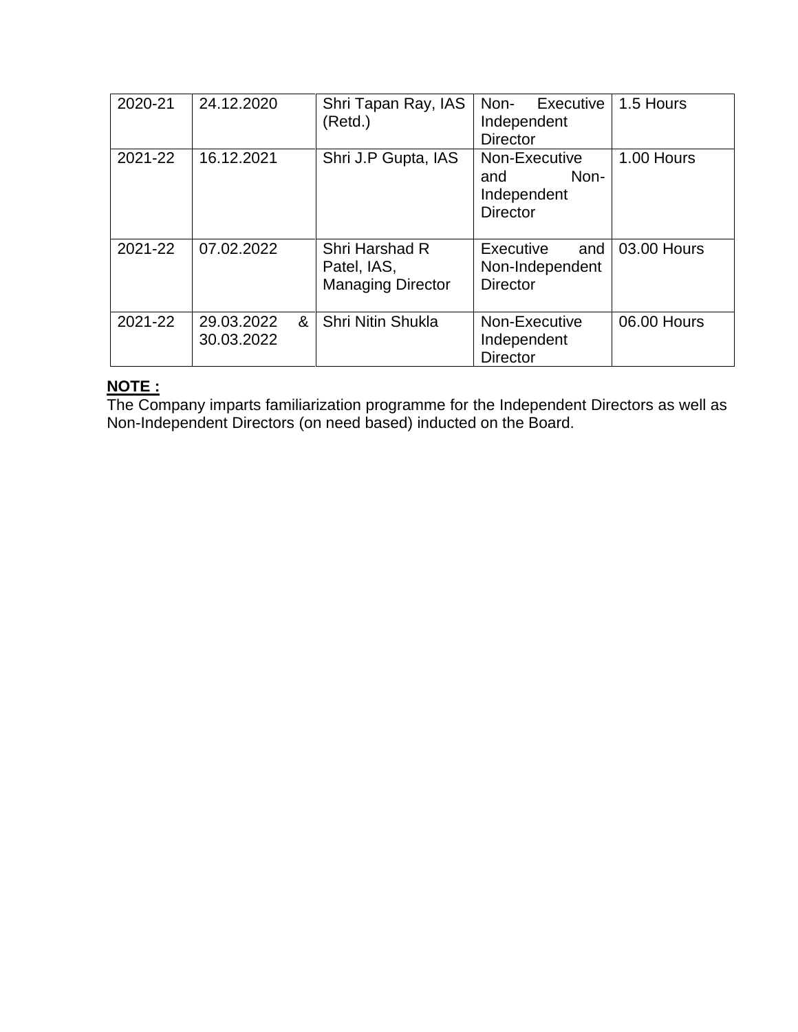| | | | | |
|---|---|---|---|---|
| 2020-21 | 24.12.2020 | Shri Tapan Ray, IAS (Retd.) | Non- Executive Independent Director | 1.5 Hours |
| 2021-22 | 16.12.2021 | Shri J.P Gupta, IAS | Non-Executive and Non-Independent Director | 1.00 Hours |
| 2021-22 | 07.02.2022 | Shri Harshad R Patel, IAS, Managing Director | Executive and Non-Independent Director | 03.00 Hours |
| 2021-22 | 29.03.2022 & 30.03.2022 | Shri Nitin Shukla | Non-Executive Independent Director | 06.00 Hours |

**NOTE :**

The Company imparts familiarization programme for the Independent Directors as well as Non-Independent Directors (on need based) inducted on the Board.